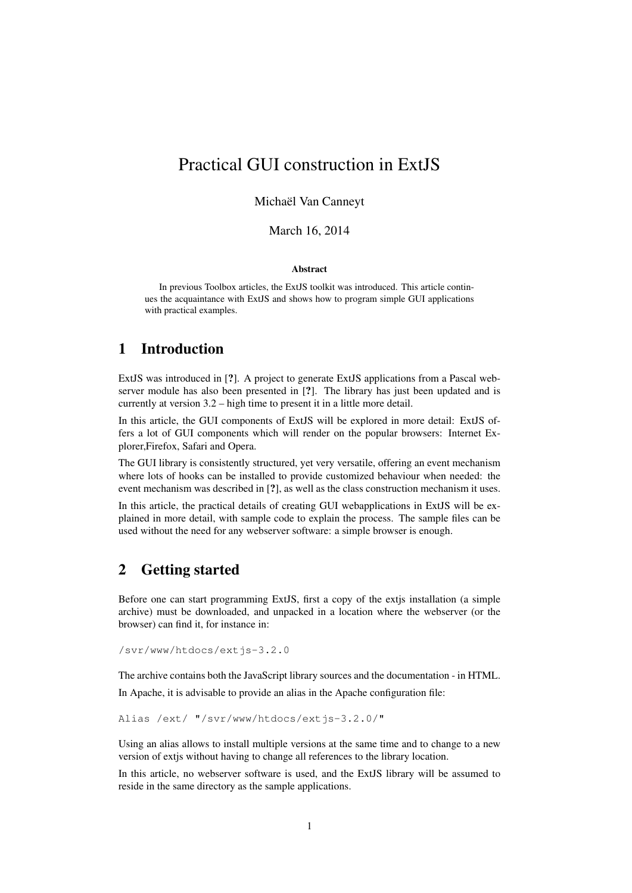# Practical GUI construction in ExtJS

Michaël Van Canneyt

March 16, 2014

**Abstract**

In previous Toolbox articles, the ExtJS toolkit was introduced. This article continues the acquaintance with ExtJS and shows how to program simple GUI applications with practical examples.

## 1 Introduction

ExtJS was introduced in [**?**]. A project to generate ExtJS applications from a Pascal webserver module has also been presented in [**?**]. The library has just been updated and is currently at version 3.2 – high time to present it in a little more detail.

In this article, the GUI components of ExtJS will be explored in more detail: ExtJS offers a lot of GUI components which will render on the popular browsers: Internet Explorer,Firefox, Safari and Opera.

The GUI library is consistently structured, yet very versatile, offering an event mechanism where lots of hooks can be installed to provide customized behaviour when needed: the event mechanism was described in [**?**], as well as the class construction mechanism it uses.

In this article, the practical details of creating GUI webapplications in ExtJS will be explained in more detail, with sample code to explain the process. The sample files can be used without the need for any webserver software: a simple browser is enough.

## 2 Getting started

Before one can start programming ExtJS, first a copy of the extjs installation (a simple archive) must be downloaded, and unpacked in a location where the webserver (or the browser) can find it, for instance in:

```
/svr/www/htdocs/extjs-3.2.0
```

The archive contains both the JavaScript library sources and the documentation - in HTML.

In Apache, it is advisable to provide an alias in the Apache configuration file:

```
Alias /ext/ "/svr/www/htdocs/extjs-3.2.0/"
```

Using an alias allows to install multiple versions at the same time and to change to a new version of extjs without having to change all references to the library location.

In this article, no webserver software is used, and the ExtJS library will be assumed to reside in the same directory as the sample applications.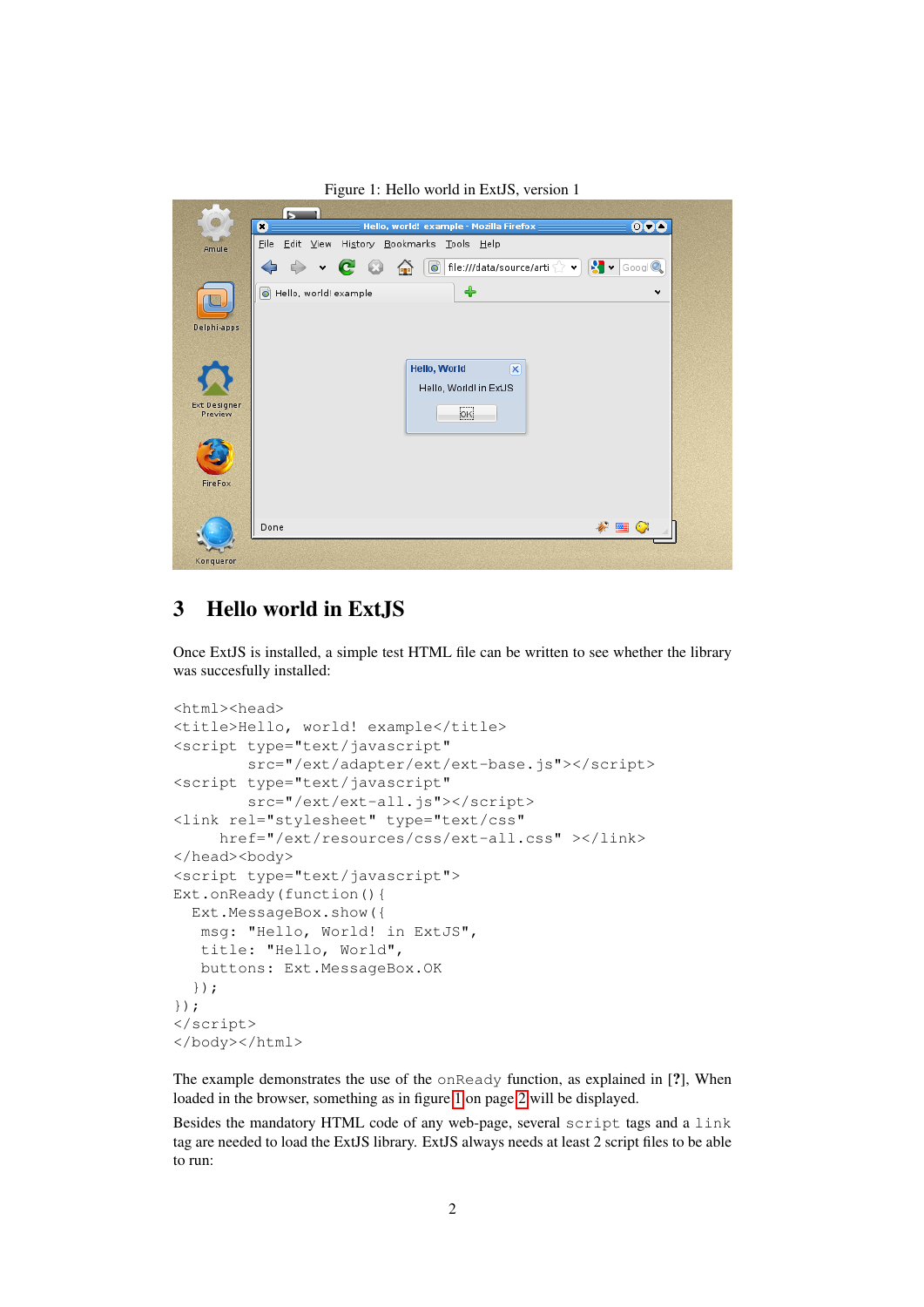Figure 1: Hello world in ExtJS, version 1

## 3 Hello world in ExtJS

Once ExtJS is installed, a simple test HTML file can be written to see whether the library was succesfully installed:

```
<html><head>
<title>Hello, world! example</title>
<script type="text/javascript"
        src="/ext/adapter/ext/ext-base.js"></script>
<script type="text/javascript"
        src="/ext/ext-all.js"></script>
<link rel="stylesheet" type="text/css"
     href="/ext/resources/css/ext-all.css" ></link>
</head><body>
<script type="text/javascript">
Ext.onReady(function(){
  Ext.MessageBox.show({
   msg: "Hello, World! in ExtJS",
   title: "Hello, World",
   buttons: Ext.MessageBox.OK
  });
});
</script>
</body></html>
```

The example demonstrates the use of the `onReady` function, as explained in [?], When loaded in the browser, something as in figure 1 on page 2 will be displayed.

Besides the mandatory HTML code of any web-page, several `script` tags and a `link` tag are needed to load the ExtJS library. ExtJS always needs at least 2 script files to be able to run: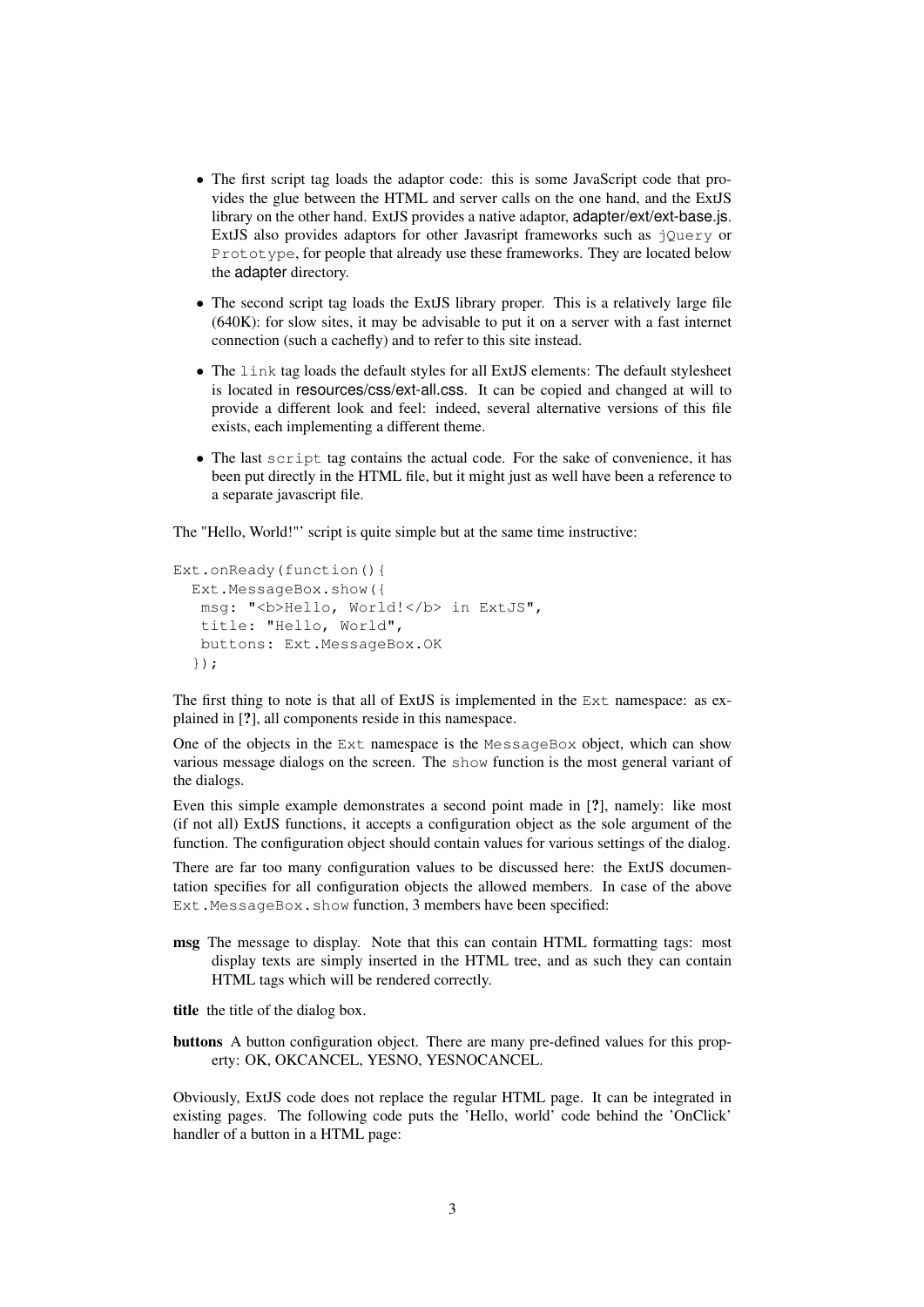- The first script tag loads the adaptor code: this is some JavaScript code that provides the glue between the HTML and server calls on the one hand, and the ExtJS library on the other hand. ExtJS provides a native adaptor, adapter/ext/ext-base.js. ExtJS also provides adaptors for other Javasript frameworks such as `jQuery` or `Prototype`, for people that already use these frameworks. They are located below the adapter directory.
- The second script tag loads the ExtJS library proper. This is a relatively large file (640K): for slow sites, it may be advisable to put it on a server with a fast internet connection (such a cachefly) and to refer to this site instead.
- The `link` tag loads the default styles for all ExtJS elements: The default stylesheet is located in resources/css/ext-all.css. It can be copied and changed at will to provide a different look and feel: indeed, several alternative versions of this file exists, each implementing a different theme.
- The last `script` tag contains the actual code. For the sake of convenience, it has been put directly in the HTML file, but it might just as well have been a reference to a separate javascript file.

The "Hello, World!"' script is quite simple but at the same time instructive:

```
Ext.onReady(function(){
  Ext.MessageBox.show({
   msg: "<b>Hello, World!</b> in ExtJS",
   title: "Hello, World",
   buttons: Ext.MessageBox.OK
  });
```

The first thing to note is that all of ExtJS is implemented in the `Ext` namespace: as explained in [**?**], all components reside in this namespace.

One of the objects in the `Ext` namespace is the `MessageBox` object, which can show various message dialogs on the screen. The `show` function is the most general variant of the dialogs.

Even this simple example demonstrates a second point made in [**?**], namely: like most (if not all) ExtJS functions, it accepts a configuration object as the sole argument of the function. The configuration object should contain values for various settings of the dialog.

There are far too many configuration values to be discussed here: the ExtJS documentation specifies for all configuration objects the allowed members. In case of the above `Ext.MessageBox.show` function, 3 members have been specified:

**msg** The message to display. Note that this can contain HTML formatting tags: most display texts are simply inserted in the HTML tree, and as such they can contain HTML tags which will be rendered correctly.

**title** the title of the dialog box.

**buttons** A button configuration object. There are many pre-defined values for this property: OK, OKCANCEL, YESNO, YESNOCANCEL.

Obviously, ExtJS code does not replace the regular HTML page. It can be integrated in existing pages. The following code puts the 'Hello, world' code behind the 'OnClick' handler of a button in a HTML page: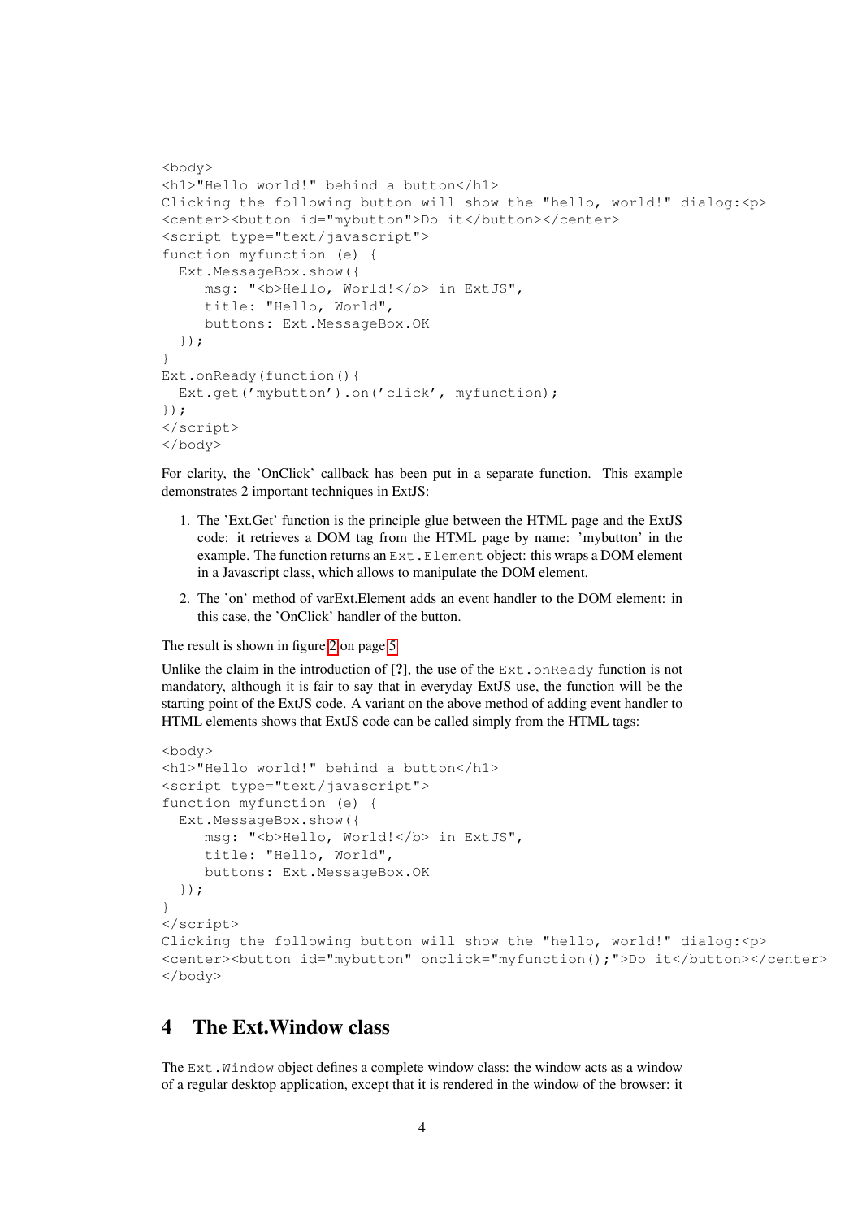```
<body>
<h1>"Hello world!" behind a button</h1>
Clicking the following button will show the "hello, world!" dialog:<p>
<center><button id="mybutton">Do it</button></center>
<script type="text/javascript">
function myfunction (e) {
  Ext.MessageBox.show({
     msg: "<b>Hello, World!</b> in ExtJS",
     title: "Hello, World",
     buttons: Ext.MessageBox.OK
  });
}
Ext.onReady(function(){
  Ext.get('mybutton').on('click', myfunction);
});
</script>
</body>
```

For clarity, the 'OnClick' callback has been put in a separate function. This example demonstrates 2 important techniques in ExtJS:

1. The 'Ext.Get' function is the principle glue between the HTML page and the ExtJS code: it retrieves a DOM tag from the HTML page by name: 'mybutton' in the example. The function returns an `Ext.Element` object: this wraps a DOM element in a Javascript class, which allows to manipulate the DOM element.
2. The 'on' method of varExt.Element adds an event handler to the DOM element: in this case, the 'OnClick' handler of the button.

The result is shown in figure 2 on page 5

Unlike the claim in the introduction of [?], the use of the `Ext.onReady` function is not mandatory, although it is fair to say that in everyday ExtJS use, the function will be the starting point of the ExtJS code. A variant on the above method of adding event handler to HTML elements shows that ExtJS code can be called simply from the HTML tags:

```
<body>
<h1>"Hello world!" behind a button</h1>
<script type="text/javascript">
function myfunction (e) {
  Ext.MessageBox.show({
     msg: "<b>Hello, World!</b> in ExtJS",
     title: "Hello, World",
     buttons: Ext.MessageBox.OK
  });
}
</script>
Clicking the following button will show the "hello, world!" dialog:<p>
<center><button id="mybutton" onclick="myfunction();">Do it</button></center>
</body>
```

# 4 The Ext.Window class

The `Ext.Window` object defines a complete window class: the window acts as a window of a regular desktop application, except that it is rendered in the window of the browser: it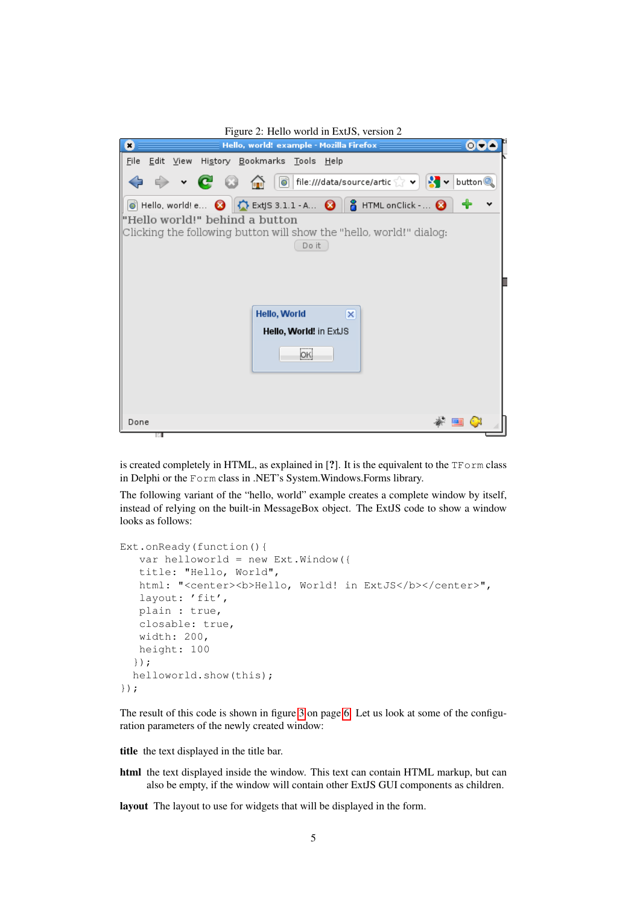Figure 2: Hello world in ExtJS, version 2

is created completely in HTML, as explained in [?]. It is the equivalent to the `TForm` class in Delphi or the `Form` class in .NET's System.Windows.Forms library.

The following variant of the "hello, world" example creates a complete window by itself, instead of relying on the built-in MessageBox object. The ExtJS code to show a window looks as follows:

```
Ext.onReady(function(){
   var helloworld = new Ext.Window({
   title: "Hello, World",
   html: "<center><b>Hello, World! in ExtJS</b></center>",
   layout: 'fit',
   plain : true,
   closable: true,
   width: 200,
   height: 100
  });
  helloworld.show(this);
});
```

The result of this code is shown in figure 3 on page 6. Let us look at some of the configuration parameters of the newly created window:

**title** the text displayed in the title bar.

**html** the text displayed inside the window. This text can contain HTML markup, but can also be empty, if the window will contain other ExtJS GUI components as children.

**layout** The layout to use for widgets that will be displayed in the form.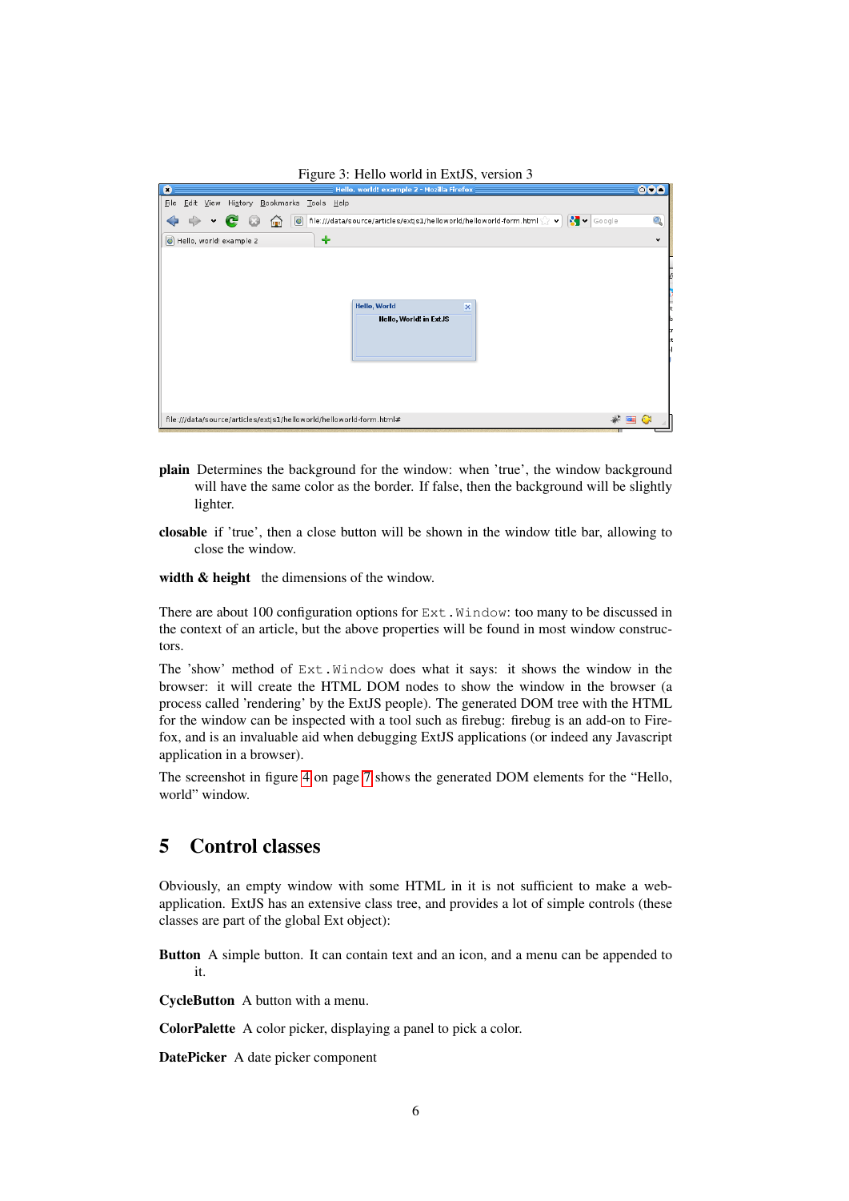Figure 3: Hello world in ExtJS, version 3

**plain** Determines the background for the window: when 'true', the window background will have the same color as the border. If false, then the background will be slightly lighter.

**closable** if 'true', then a close button will be shown in the window title bar, allowing to close the window.

**width & height** the dimensions of the window.

There are about 100 configuration options for `Ext.Window`: too many to be discussed in the context of an article, but the above properties will be found in most window constructors.

The 'show' method of `Ext.Window` does what it says: it shows the window in the browser: it will create the HTML DOM nodes to show the window in the browser (a process called 'rendering' by the ExtJS people). The generated DOM tree with the HTML for the window can be inspected with a tool such as firebug: firebug is an add-on to Firefox, and is an invaluable aid when debugging ExtJS applications (or indeed any Javascript application in a browser).

The screenshot in figure 4 on page 7 shows the generated DOM elements for the "Hello, world" window.

## 5 Control classes

Obviously, an empty window with some HTML in it is not sufficient to make a web-application. ExtJS has an extensive class tree, and provides a lot of simple controls (these classes are part of the global Ext object):

**Button** A simple button. It can contain text and an icon, and a menu can be appended to it.

**CycleButton** A button with a menu.

**ColorPalette** A color picker, displaying a panel to pick a color.

**DatePicker** A date picker component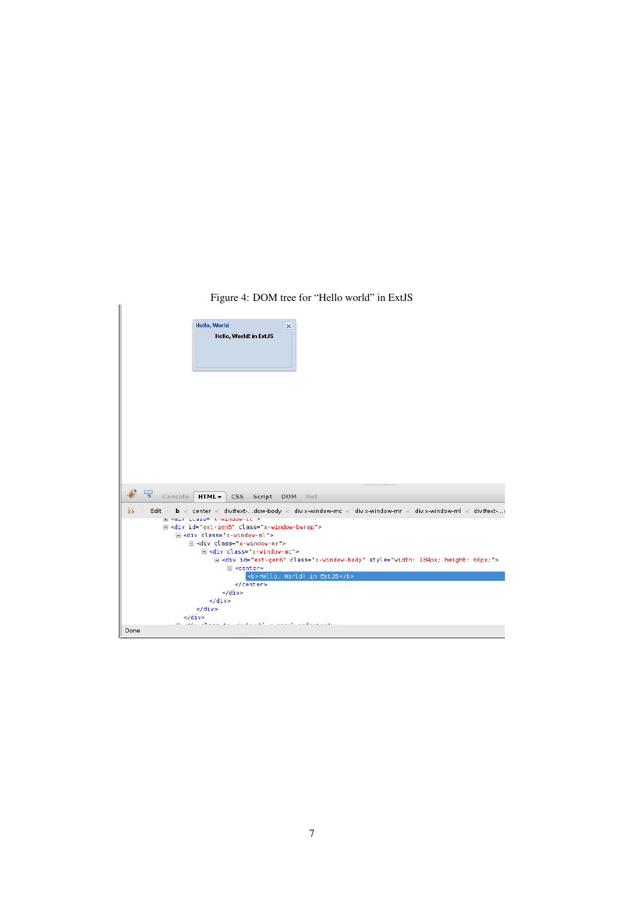Figure 4: DOM tree for “Hello world” in ExtJS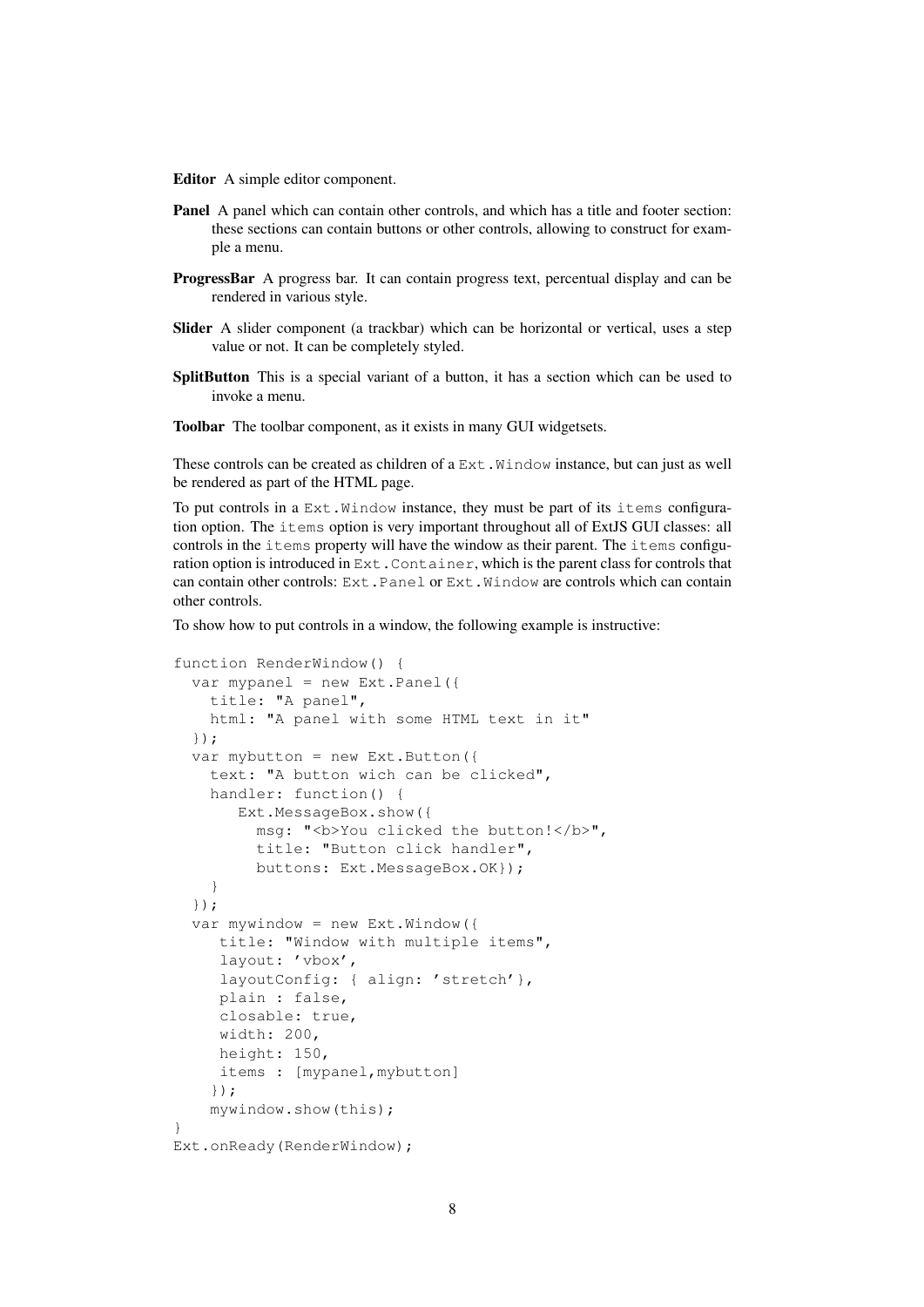**Editor** A simple editor component.

**Panel** A panel which can contain other controls, and which has a title and footer section: these sections can contain buttons or other controls, allowing to construct for example a menu.

**ProgressBar** A progress bar. It can contain progress text, percentual display and can be rendered in various style.

**Slider** A slider component (a trackbar) which can be horizontal or vertical, uses a step value or not. It can be completely styled.

**SplitButton** This is a special variant of a button, it has a section which can be used to invoke a menu.

**Toolbar** The toolbar component, as it exists in many GUI widgetsets.

These controls can be created as children of a `Ext.Window` instance, but can just as well be rendered as part of the HTML page.

To put controls in a `Ext.Window` instance, they must be part of its `items` configuration option. The `items` option is very important throughout all of ExtJS GUI classes: all controls in the `items` property will have the window as their parent. The `items` configuration option is introduced in `Ext.Container`, which is the parent class for controls that can contain other controls: `Ext.Panel` or `Ext.Window` are controls which can contain other controls.

To show how to put controls in a window, the following example is instructive:

```
function RenderWindow() {
  var mypanel = new Ext.Panel({
    title: "A panel",
    html: "A panel with some HTML text in it"
  });
  var mybutton = new Ext.Button({
    text: "A button wich can be clicked",
    handler: function() {
       Ext.MessageBox.show({
         msg: "<b>You clicked the button!</b>",
         title: "Button click handler",
         buttons: Ext.MessageBox.OK});
    }
  });
  var mywindow = new Ext.Window({
     title: "Window with multiple items",
     layout: 'vbox',
     layoutConfig: { align: 'stretch'},
     plain : false,
     closable: true,
     width: 200,
     height: 150,
     items : [mypanel,mybutton]
    });
    mywindow.show(this);
}
Ext.onReady(RenderWindow);
```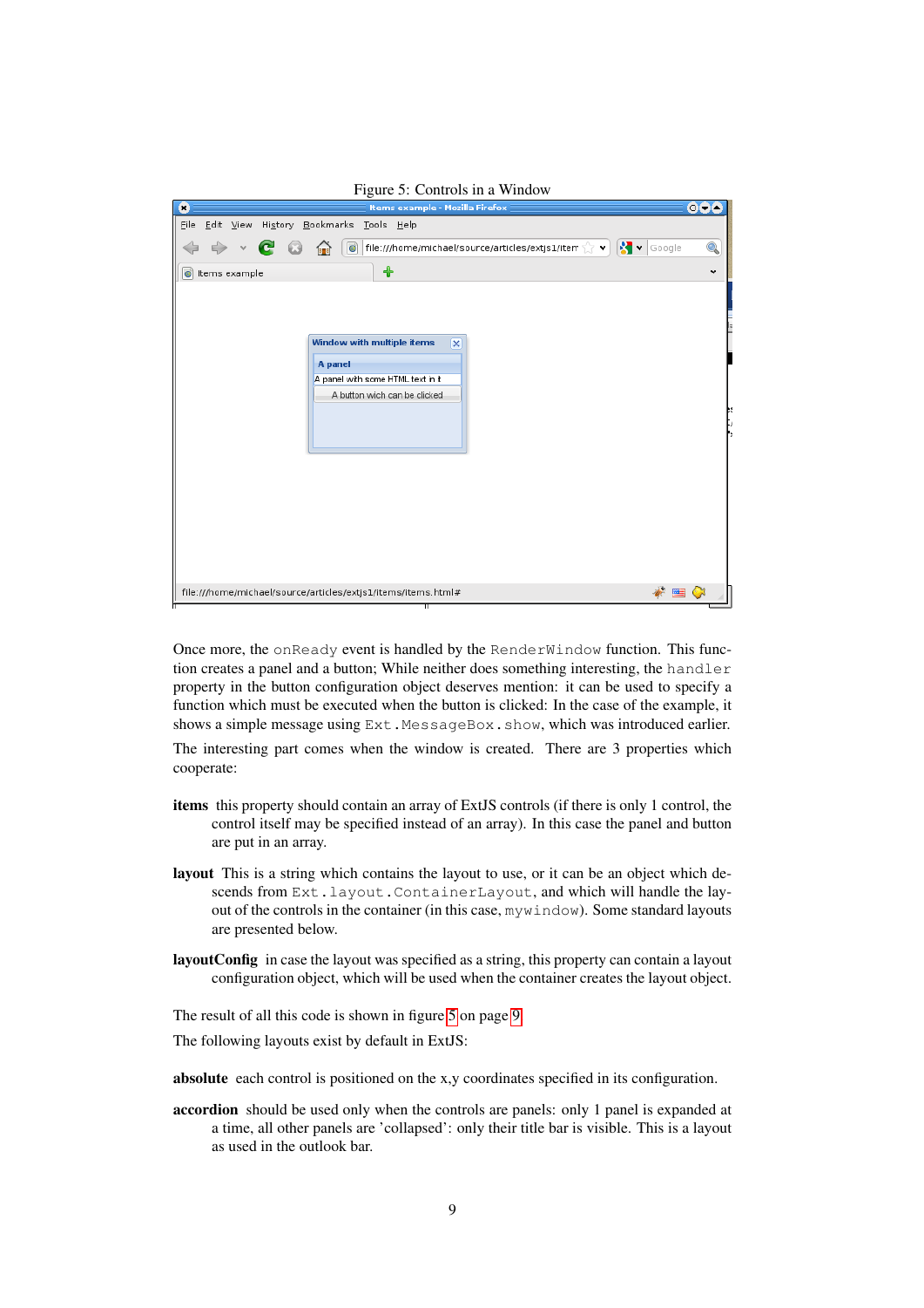Figure 5: Controls in a Window

Once more, the `onReady` event is handled by the `RenderWindow` function. This function creates a panel and a button; While neither does something interesting, the `handler` property in the button configuration object deserves mention: it can be used to specify a function which must be executed when the button is clicked: In the case of the example, it shows a simple message using `Ext.MessageBox.show`, which was introduced earlier.

The interesting part comes when the window is created. There are 3 properties which cooperate:

**items** this property should contain an array of ExtJS controls (if there is only 1 control, the control itself may be specified instead of an array). In this case the panel and button are put in an array.

**layout** This is a string which contains the layout to use, or it can be an object which descends from `Ext.layout.ContainerLayout`, and which will handle the layout of the controls in the container (in this case, `mywindow`). Some standard layouts are presented below.

**layoutConfig** in case the layout was specified as a string, this property can contain a layout configuration object, which will be used when the container creates the layout object.

The result of all this code is shown in figure 5 on page 9

The following layouts exist by default in ExtJS:

**absolute** each control is positioned on the x,y coordinates specified in its configuration.

**accordion** should be used only when the controls are panels: only 1 panel is expanded at a time, all other panels are 'collapsed': only their title bar is visible. This is a layout as used in the outlook bar.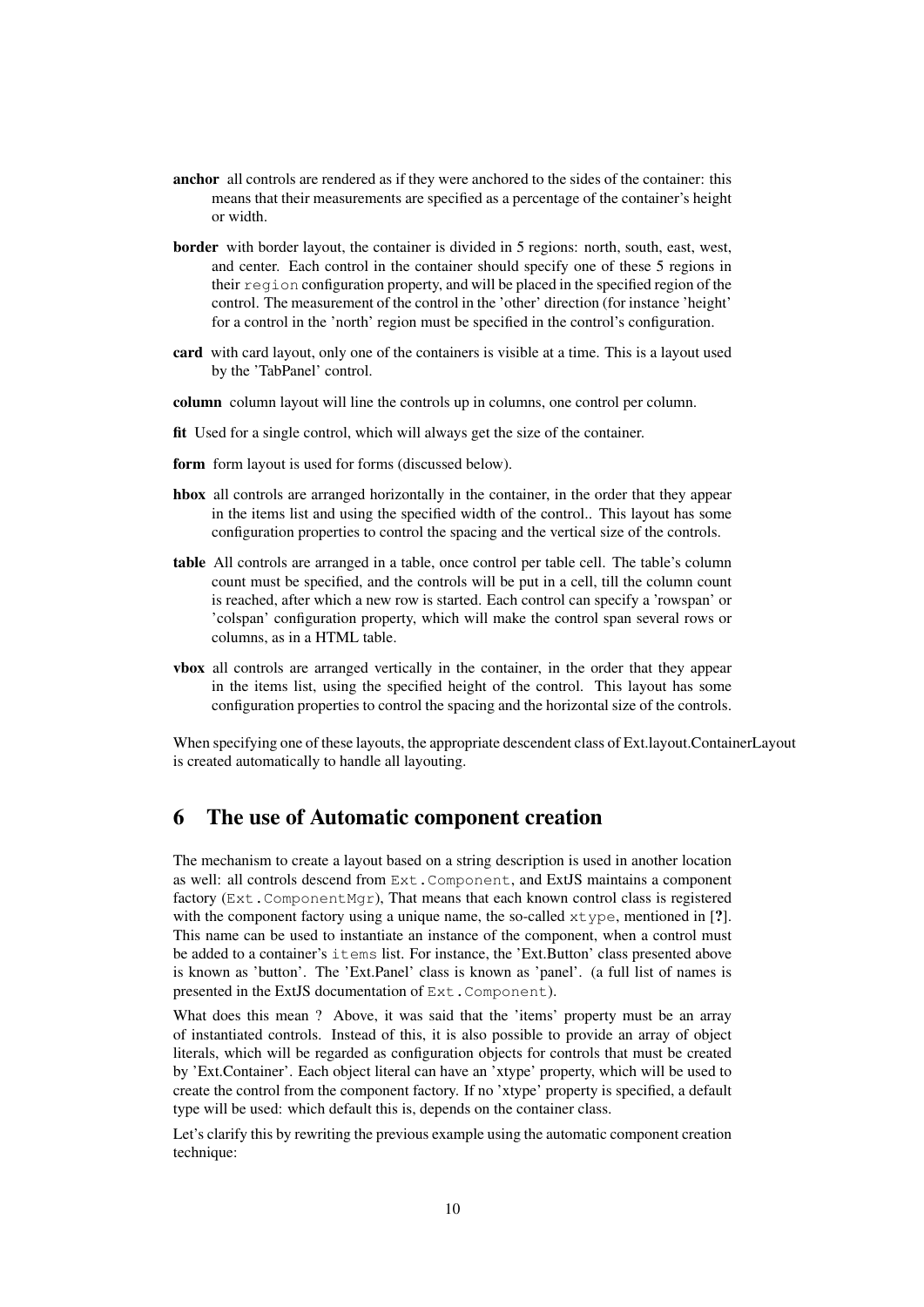**anchor** all controls are rendered as if they were anchored to the sides of the container: this means that their measurements are specified as a percentage of the container's height or width.

**border** with border layout, the container is divided in 5 regions: north, south, east, west, and center. Each control in the container should specify one of these 5 regions in their `region` configuration property, and will be placed in the specified region of the control. The measurement of the control in the 'other' direction (for instance 'height' for a control in the 'north' region must be specified in the control's configuration.

**card** with card layout, only one of the containers is visible at a time. This is a layout used by the 'TabPanel' control.

**column** column layout will line the controls up in columns, one control per column.

**fit** Used for a single control, which will always get the size of the container.

**form** form layout is used for forms (discussed below).

**hbox** all controls are arranged horizontally in the container, in the order that they appear in the items list and using the specified width of the control.. This layout has some configuration properties to control the spacing and the vertical size of the controls.

**table** All controls are arranged in a table, once control per table cell. The table's column count must be specified, and the controls will be put in a cell, till the column count is reached, after which a new row is started. Each control can specify a 'rowspan' or 'colspan' configuration property, which will make the control span several rows or columns, as in a HTML table.

**vbox** all controls are arranged vertically in the container, in the order that they appear in the items list, using the specified height of the control. This layout has some configuration properties to control the spacing and the horizontal size of the controls.

When specifying one of these layouts, the appropriate descendent class of Ext.layout.ContainerLayout is created automatically to handle all layouting.

## 6 The use of Automatic component creation

The mechanism to create a layout based on a string description is used in another location as well: all controls descend from `Ext.Component`, and ExtJS maintains a component factory (`Ext.ComponentMgr`), That means that each known control class is registered with the component factory using a unique name, the so-called `xtype`, mentioned in [**?**]. This name can be used to instantiate an instance of the component, when a control must be added to a container's `items` list. For instance, the 'Ext.Button' class presented above is known as 'button'. The 'Ext.Panel' class is known as 'panel'. (a full list of names is presented in the ExtJS documentation of `Ext.Component`).

What does this mean ? Above, it was said that the 'items' property must be an array of instantiated controls. Instead of this, it is also possible to provide an array of object literals, which will be regarded as configuration objects for controls that must be created by 'Ext.Container'. Each object literal can have an 'xtype' property, which will be used to create the control from the component factory. If no 'xtype' property is specified, a default type will be used: which default this is, depends on the container class.

Let's clarify this by rewriting the previous example using the automatic component creation technique: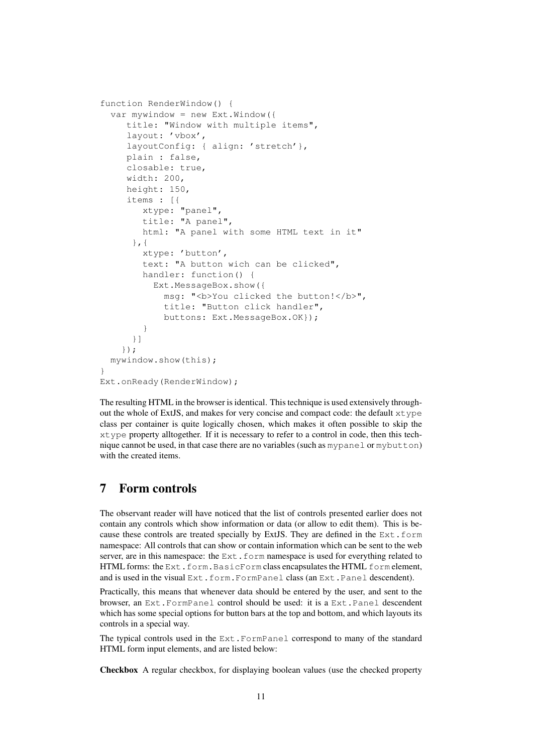```
function RenderWindow() {
  var mywindow = new Ext.Window({
     title: "Window with multiple items",
     layout: 'vbox',
     layoutConfig: { align: 'stretch'},
     plain : false,
     closable: true,
     width: 200,
     height: 150,
     items : [{
        xtype: "panel",
        title: "A panel",
        html: "A panel with some HTML text in it"
      },{
        xtype: 'button',
        text: "A button wich can be clicked",
        handler: function() {
          Ext.MessageBox.show({
             msg: "<b>You clicked the button!</b>",
             title: "Button click handler",
             buttons: Ext.MessageBox.OK});
        }
      }]
    });
  mywindow.show(this);
}
Ext.onReady(RenderWindow);
```

The resulting HTML in the browser is identical. This technique is used extensively throughout the whole of ExtJS, and makes for very concise and compact code: the default `xtype` class per container is quite logically chosen, which makes it often possible to skip the `xtype` property alltogether. If it is necessary to refer to a control in code, then this technique cannot be used, in that case there are no variables (such as `mypanel` or `mybutton`) with the created items.

# 7 Form controls

The observant reader will have noticed that the list of controls presented earlier does not contain any controls which show information or data (or allow to edit them). This is because these controls are treated specially by ExtJS. They are defined in the `Ext.form` namespace: All controls that can show or contain information which can be sent to the web server, are in this namespace: the `Ext.form` namespace is used for everything related to HTML forms: the `Ext.form.BasicForm` class encapsulates the HTML `form` element, and is used in the visual `Ext.form.FormPanel` class (an `Ext.Panel` descendent).

Practically, this means that whenever data should be entered by the user, and sent to the browser, an `Ext.FormPanel` control should be used: it is a `Ext.Panel` descendent which has some special options for button bars at the top and bottom, and which layouts its controls in a special way.

The typical controls used in the `Ext.FormPanel` correspond to many of the standard HTML form input elements, and are listed below:

**Checkbox** A regular checkbox, for displaying boolean values (use the checked property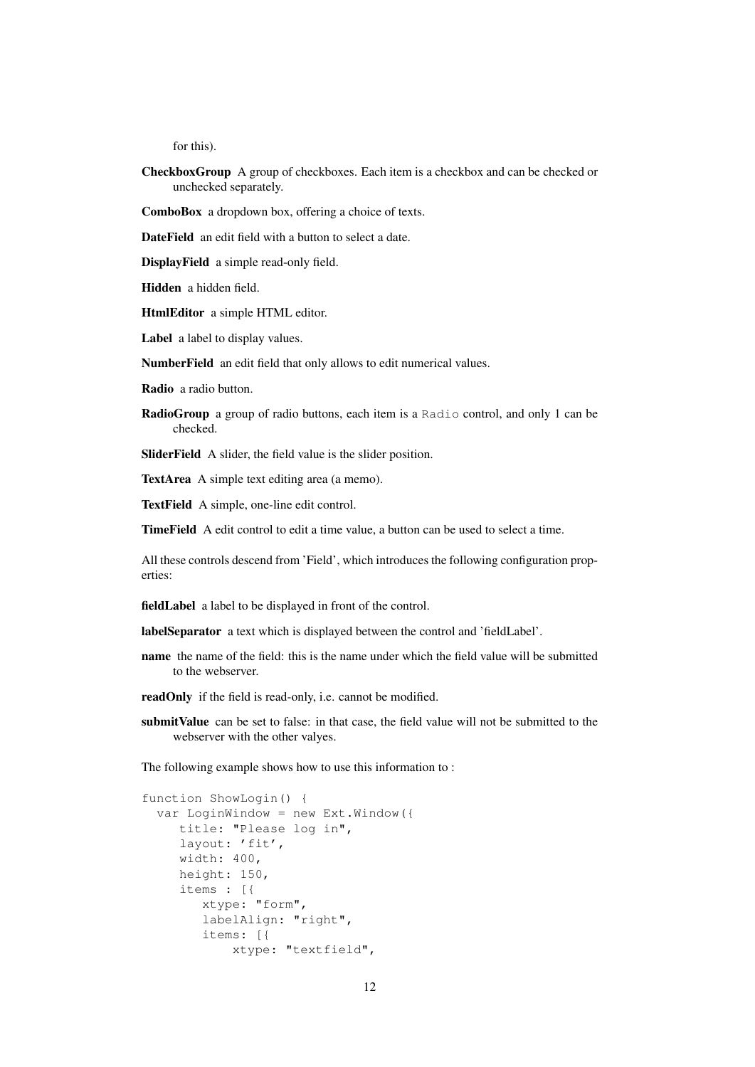for this).

**CheckboxGroup** A group of checkboxes. Each item is a checkbox and can be checked or unchecked separately.

**ComboBox** a dropdown box, offering a choice of texts.

**DateField** an edit field with a button to select a date.

**DisplayField** a simple read-only field.

**Hidden** a hidden field.

**HtmlEditor** a simple HTML editor.

**Label** a label to display values.

**NumberField** an edit field that only allows to edit numerical values.

**Radio** a radio button.

**RadioGroup** a group of radio buttons, each item is a `Radio` control, and only 1 can be checked.

**SliderField** A slider, the field value is the slider position.

**TextArea** A simple text editing area (a memo).

**TextField** A simple, one-line edit control.

**TimeField** A edit control to edit a time value, a button can be used to select a time.

All these controls descend from 'Field', which introduces the following configuration properties:

**fieldLabel** a label to be displayed in front of the control.

**labelSeparator** a text which is displayed between the control and 'fieldLabel'.

**name** the name of the field: this is the name under which the field value will be submitted to the webserver.

**readOnly** if the field is read-only, i.e. cannot be modified.

**submitValue** can be set to false: in that case, the field value will not be submitted to the webserver with the other valyes.

The following example shows how to use this information to :

```
function ShowLogin() {
  var LoginWindow = new Ext.Window({
     title: "Please log in",
     layout: 'fit',
     width: 400,
     height: 150,
     items : [{
        xtype: "form",
        labelAlign: "right",
        items: [{
            xtype: "textfield",
```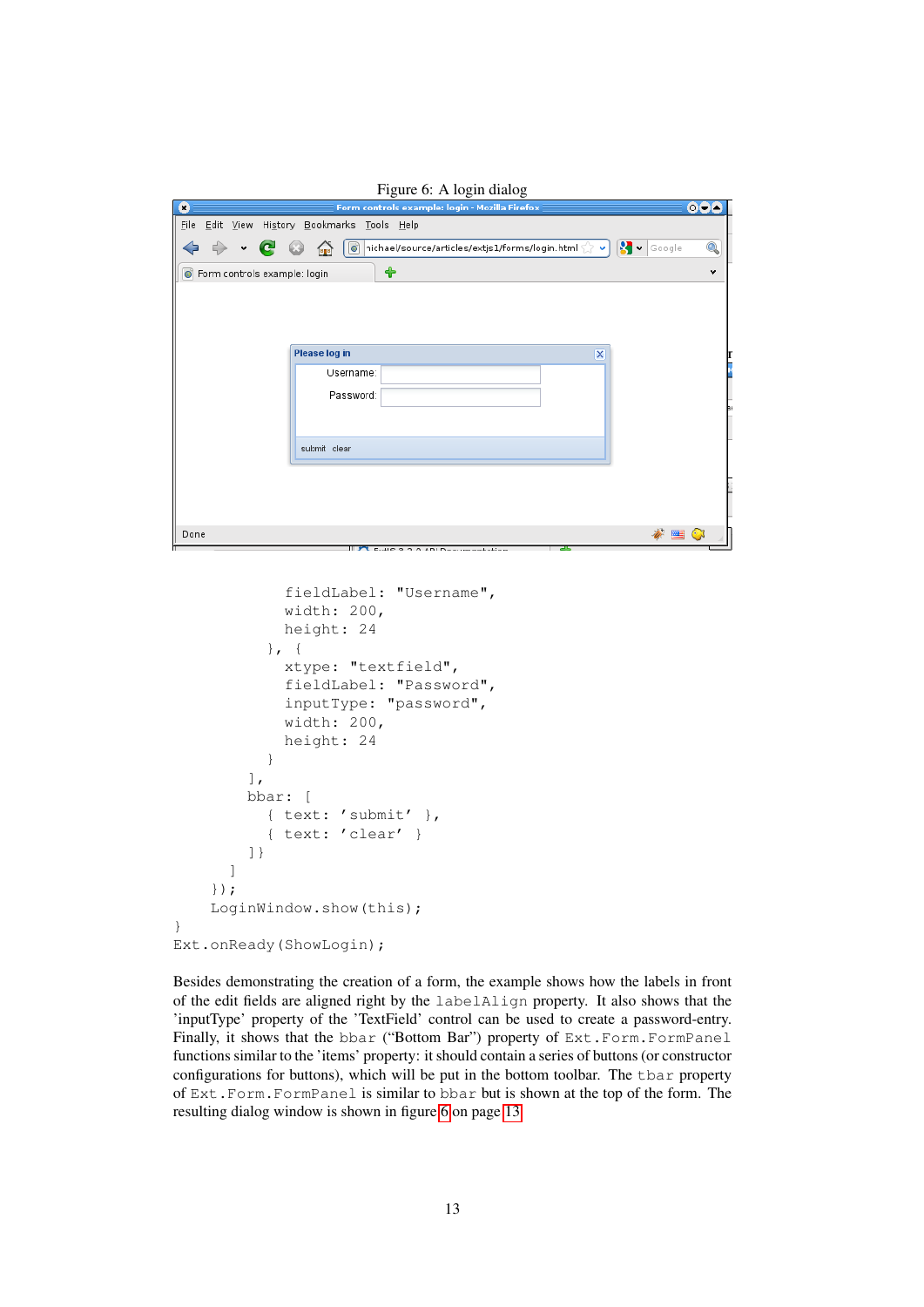Figure 6: A login dialog

```
            fieldLabel: "Username",
            width: 200,
            height: 24
          }, {
            xtype: "textfield",
            fieldLabel: "Password",
            inputType: "password",
            width: 200,
            height: 24
          }
        ],
        bbar: [
          { text: 'submit' },
          { text: 'clear' }
        ]}
      ]
    });
    LoginWindow.show(this);
}
Ext.onReady(ShowLogin);
```

Besides demonstrating the creation of a form, the example shows how the labels in front of the edit fields are aligned right by the `labelAlign` property. It also shows that the 'inputType' property of the 'TextField' control can be used to create a password-entry. Finally, it shows that the `bbar` ("Bottom Bar") property of `Ext.Form.FormPanel` functions similar to the 'items' property: it should contain a series of buttons (or constructor configurations for buttons), which will be put in the bottom toolbar. The `tbar` property of `Ext.Form.FormPanel` is similar to `bbar` but is shown at the top of the form. The resulting dialog window is shown in figure 6 on page 13.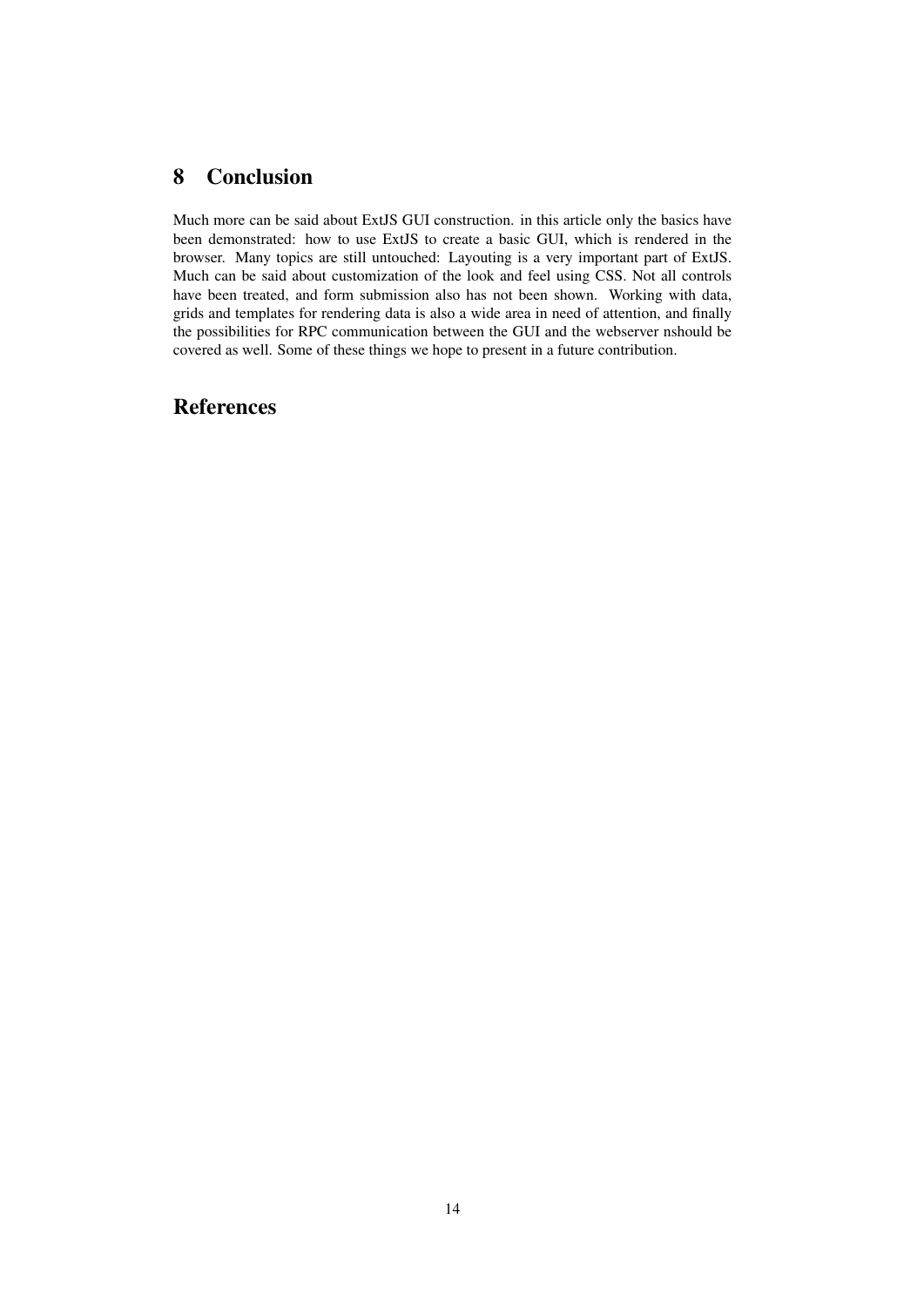## 8 Conclusion

Much more can be said about ExtJS GUI construction. in this article only the basics have been demonstrated: how to use ExtJS to create a basic GUI, which is rendered in the browser. Many topics are still untouched: Layouting is a very important part of ExtJS. Much can be said about customization of the look and feel using CSS. Not all controls have been treated, and form submission also has not been shown. Working with data, grids and templates for rendering data is also a wide area in need of attention, and finally the possibilities for RPC communication between the GUI and the webserver nshould be covered as well. Some of these things we hope to present in a future contribution.

## References